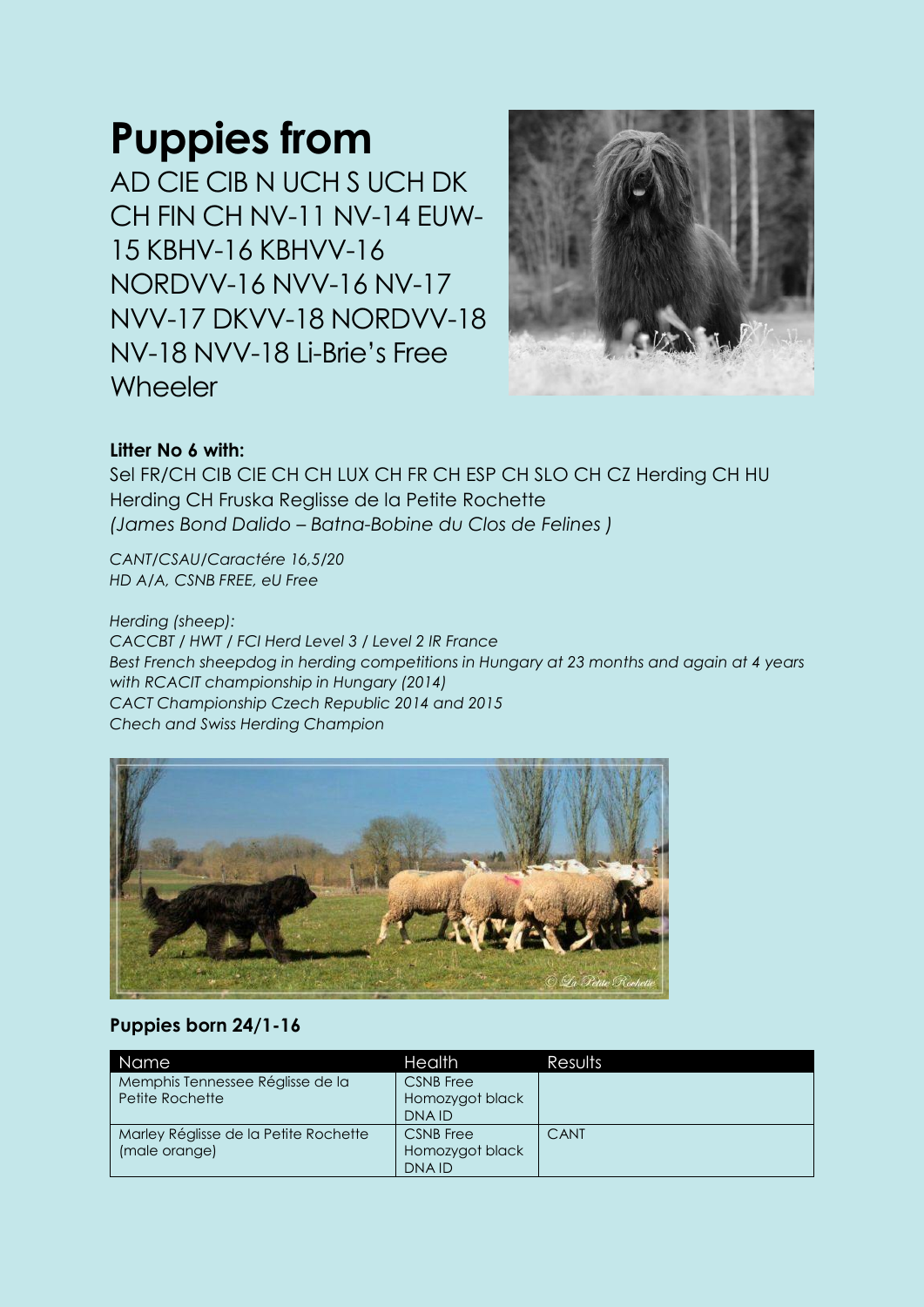# Puppies from

AD CIE CIB N UCH S UCH DK CH FIN CH NV-11 NV-14 EUW-15 KBHV-16 KBHVV-16 NORDVV-16 NVV-16 NV-17 NVV-17 DKVV-18 NORDVV-18 NV-18 NVV-18 Li-Brie's Free Wheeler

**Litter No 6 with:**

Sel FR/CH CIB CIE CH CH LUX CH FR CH ESP CH SLO CH CZ Herding CH HU Herding CH Fruska Reglisse de la Petite Rochette
*(James Bond Dalido – Batna-Bobine du Clos de Felines )*

*CANT/CSAU/Caractére 16,5/20*
*HD A/A, CSNB FREE, eU Free*

*Herding (sheep):*
*CACCBT / HWT / FCI Herd Level 3 / Level 2 IR France*
*Best French sheepdog in herding competitions in Hungary at 23 months and again at 4 years with RCACIT championship in Hungary (2014)*
*CACT Championship Czech Republic 2014 and 2015*
*Chech and Swiss Herding Champion*

**Puppies born 24/1-16**

| Name | Health | Results |
|---|---|---|
| Memphis Tennessee Réglisse de la Petite Rochette | CSNB Free<br>Homozygot black<br>DNA ID | |
| Marley Réglisse de la Petite Rochette (male orange) | CSNB Free<br>Homozygot black<br>DNA ID | CANT |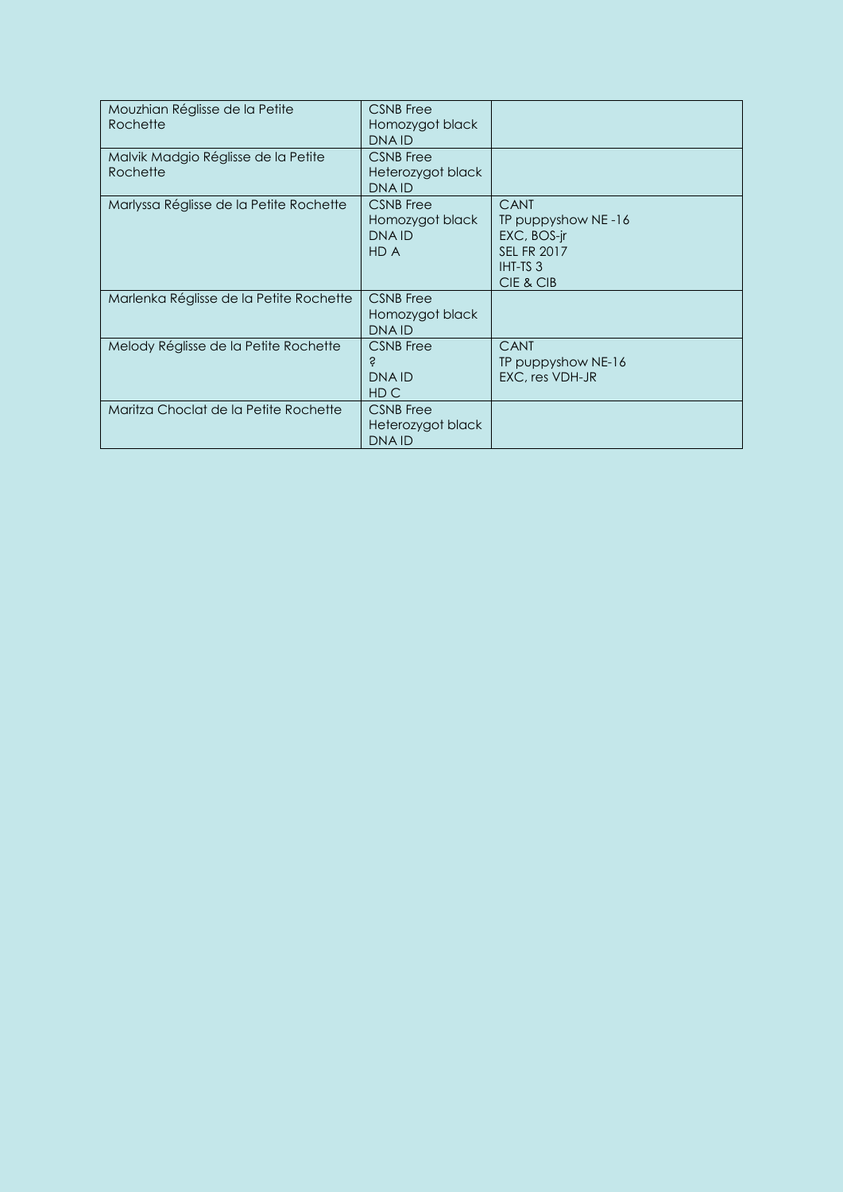| | | |
|---|---|---|
| Mouzhian Réglisse de la Petite Rochette | CSNB Free<br>Homozygot black<br>DNA ID | |
| Malvik Madgio Réglisse de la Petite Rochette | CSNB Free<br>Heterozygot black<br>DNA ID | |
| Marlyssa Réglisse de la Petite Rochette | CSNB Free<br>Homozygot black<br>DNA ID<br>HD A | CANT<br>TP puppyshow NE -16<br>EXC, BOS-jr<br>SEL FR 2017<br>IHT-TS 3<br>CIE & CIB |
| Marlenka Réglisse de la Petite Rochette | CSNB Free<br>Homozygot black<br>DNA ID | |
| Melody Réglisse de la Petite Rochette | CSNB Free<br>?<br>DNA ID<br>HD C | CANT<br>TP puppyshow NE-16<br>EXC, res VDH-JR |
| Maritza Choclat de la Petite Rochette | CSNB Free<br>Heterozygot black<br>DNA ID | |